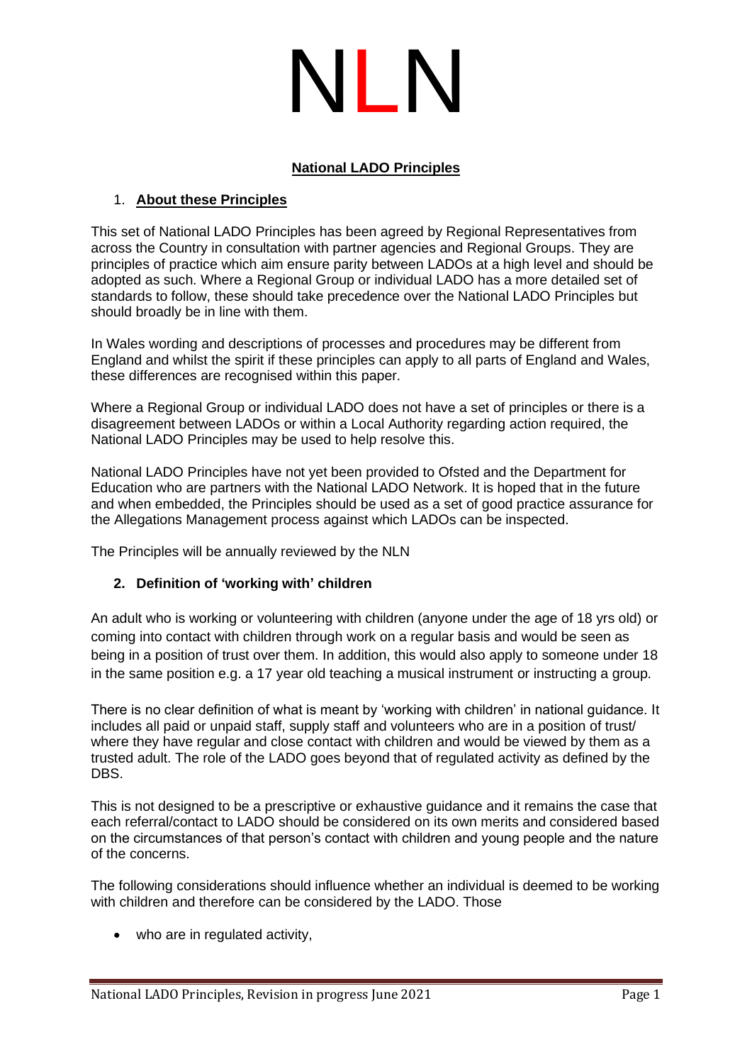# NLN

## National LADO Principles

### 1. About these Principles

This set of National LADO Principles has been agreed by Regional Representatives from across the Country in consultation with partner agencies and Regional Groups. They are principles of practice which aim ensure parity between LADOs at a high level and should be adopted as such. Where a Regional Group or individual LADO has a more detailed set of standards to follow, these should take precedence over the National LADO Principles but should broadly be in line with them.

In Wales wording and descriptions of processes and procedures may be different from England and whilst the spirit if these principles can apply to all parts of England and Wales, these differences are recognised within this paper.

Where a Regional Group or individual LADO does not have a set of principles or there is a disagreement between LADOs or within a Local Authority regarding action required, the National LADO Principles may be used to help resolve this.

National LADO Principles have not yet been provided to Ofsted and the Department for Education who are partners with the National LADO Network. It is hoped that in the future and when embedded, the Principles should be used as a set of good practice assurance for the Allegations Management process against which LADOs can be inspected.

The Principles will be annually reviewed by the NLN

### 2. Definition of 'working with' children

An adult who is working or volunteering with children (anyone under the age of 18 yrs old) or coming into contact with children through work on a regular basis and would be seen as being in a position of trust over them. In addition, this would also apply to someone under 18 in the same position e.g. a 17 year old teaching a musical instrument or instructing a group.

There is no clear definition of what is meant by 'working with children' in national guidance. It includes all paid or unpaid staff, supply staff and volunteers who are in a position of trust/ where they have regular and close contact with children and would be viewed by them as a trusted adult. The role of the LADO goes beyond that of regulated activity as defined by the DBS.

This is not designed to be a prescriptive or exhaustive guidance and it remains the case that each referral/contact to LADO should be considered on its own merits and considered based on the circumstances of that person's contact with children and young people and the nature of the concerns.

The following considerations should influence whether an individual is deemed to be working with children and therefore can be considered by the LADO. Those

- who are in regulated activity,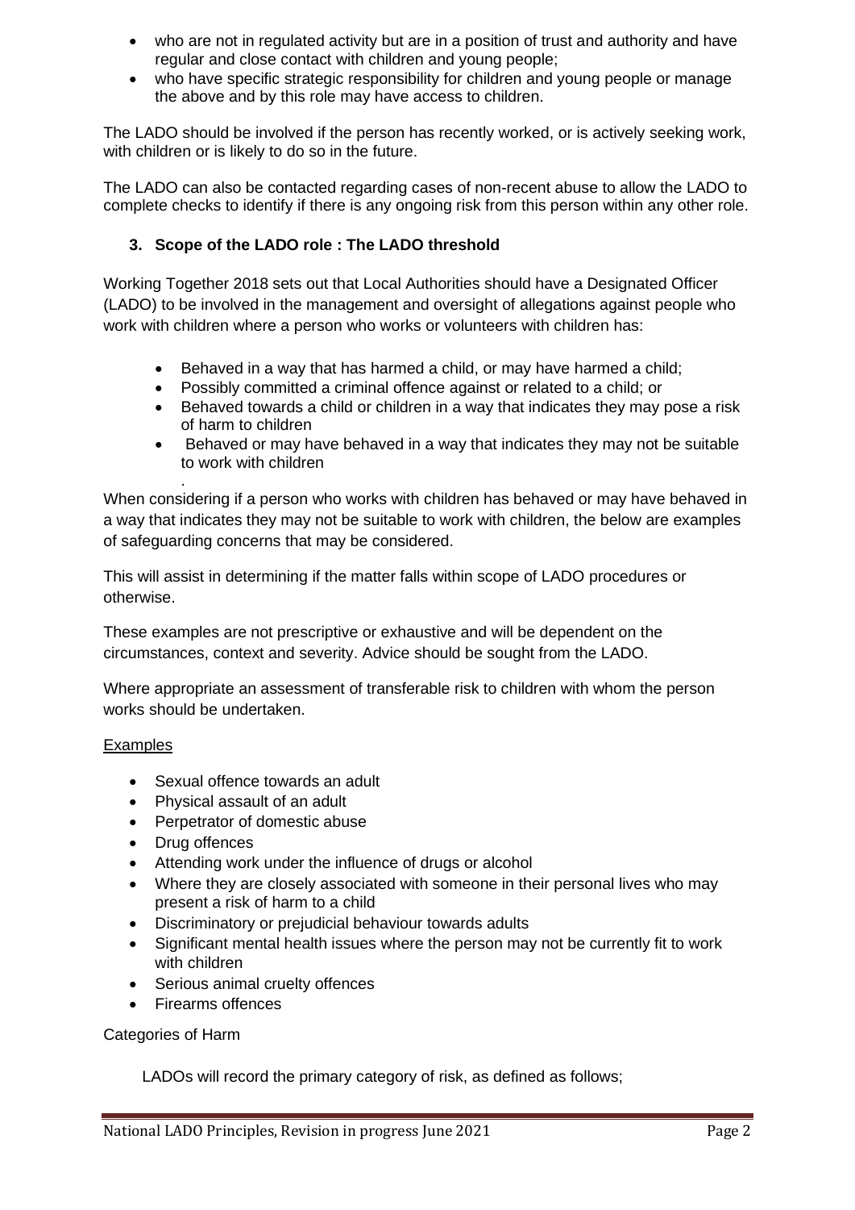- who are not in regulated activity but are in a position of trust and authority and have regular and close contact with children and young people;
- who have specific strategic responsibility for children and young people or manage the above and by this role may have access to children.

The LADO should be involved if the person has recently worked, or is actively seeking work, with children or is likely to do so in the future.

The LADO can also be contacted regarding cases of non-recent abuse to allow the LADO to complete checks to identify if there is any ongoing risk from this person within any other role.

### 3. Scope of the LADO role : The LADO threshold

Working Together 2018 sets out that Local Authorities should have a Designated Officer (LADO) to be involved in the management and oversight of allegations against people who work with children where a person who works or volunteers with children has:

- Behaved in a way that has harmed a child, or may have harmed a child;
- Possibly committed a criminal offence against or related to a child; or
- Behaved towards a child or children in a way that indicates they may pose a risk of harm to children
- Behaved or may have behaved in a way that indicates they may not be suitable to work with children

.

When considering if a person who works with children has behaved or may have behaved in a way that indicates they may not be suitable to work with children, the below are examples of safeguarding concerns that may be considered.

This will assist in determining if the matter falls within scope of LADO procedures or otherwise.

These examples are not prescriptive or exhaustive and will be dependent on the circumstances, context and severity. Advice should be sought from the LADO.

Where appropriate an assessment of transferable risk to children with whom the person works should be undertaken.

Examples

- Sexual offence towards an adult
- Physical assault of an adult
- Perpetrator of domestic abuse
- Drug offences
- Attending work under the influence of drugs or alcohol
- Where they are closely associated with someone in their personal lives who may present a risk of harm to a child
- Discriminatory or prejudicial behaviour towards adults
- Significant mental health issues where the person may not be currently fit to work with children
- Serious animal cruelty offences
- Firearms offences

Categories of Harm

LADOs will record the primary category of risk, as defined as follows;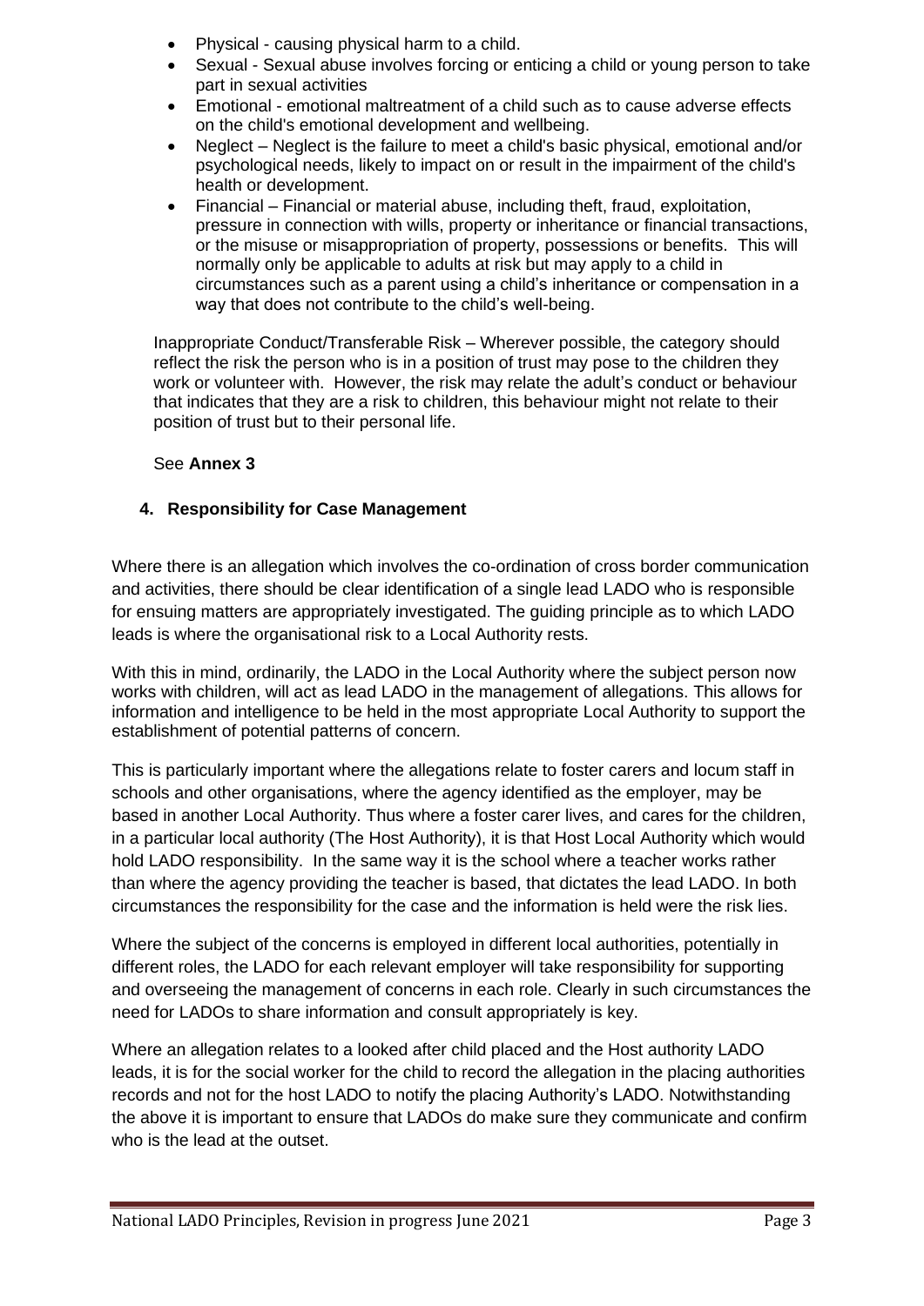- Physical - causing physical harm to a child.
- Sexual - Sexual abuse involves forcing or enticing a child or young person to take part in sexual activities
- Emotional - emotional maltreatment of a child such as to cause adverse effects on the child's emotional development and wellbeing.
- Neglect – Neglect is the failure to meet a child's basic physical, emotional and/or psychological needs, likely to impact on or result in the impairment of the child's health or development.
- Financial – Financial or material abuse, including theft, fraud, exploitation, pressure in connection with wills, property or inheritance or financial transactions, or the misuse or misappropriation of property, possessions or benefits. This will normally only be applicable to adults at risk but may apply to a child in circumstances such as a parent using a child's inheritance or compensation in a way that does not contribute to the child's well-being.

Inappropriate Conduct/Transferable Risk – Wherever possible, the category should reflect the risk the person who is in a position of trust may pose to the children they work or volunteer with. However, the risk may relate the adult's conduct or behaviour that indicates that they are a risk to children, this behaviour might not relate to their position of trust but to their personal life.

See **Annex 3**

## 4. Responsibility for Case Management

Where there is an allegation which involves the co-ordination of cross border communication and activities, there should be clear identification of a single lead LADO who is responsible for ensuing matters are appropriately investigated. The guiding principle as to which LADO leads is where the organisational risk to a Local Authority rests.

With this in mind, ordinarily, the LADO in the Local Authority where the subject person now works with children, will act as lead LADO in the management of allegations. This allows for information and intelligence to be held in the most appropriate Local Authority to support the establishment of potential patterns of concern.

This is particularly important where the allegations relate to foster carers and locum staff in schools and other organisations, where the agency identified as the employer, may be based in another Local Authority. Thus where a foster carer lives, and cares for the children, in a particular local authority (The Host Authority), it is that Host Local Authority which would hold LADO responsibility. In the same way it is the school where a teacher works rather than where the agency providing the teacher is based, that dictates the lead LADO. In both circumstances the responsibility for the case and the information is held were the risk lies.

Where the subject of the concerns is employed in different local authorities, potentially in different roles, the LADO for each relevant employer will take responsibility for supporting and overseeing the management of concerns in each role. Clearly in such circumstances the need for LADOs to share information and consult appropriately is key.

Where an allegation relates to a looked after child placed and the Host authority LADO leads, it is for the social worker for the child to record the allegation in the placing authorities records and not for the host LADO to notify the placing Authority's LADO. Notwithstanding the above it is important to ensure that LADOs do make sure they communicate and confirm who is the lead at the outset.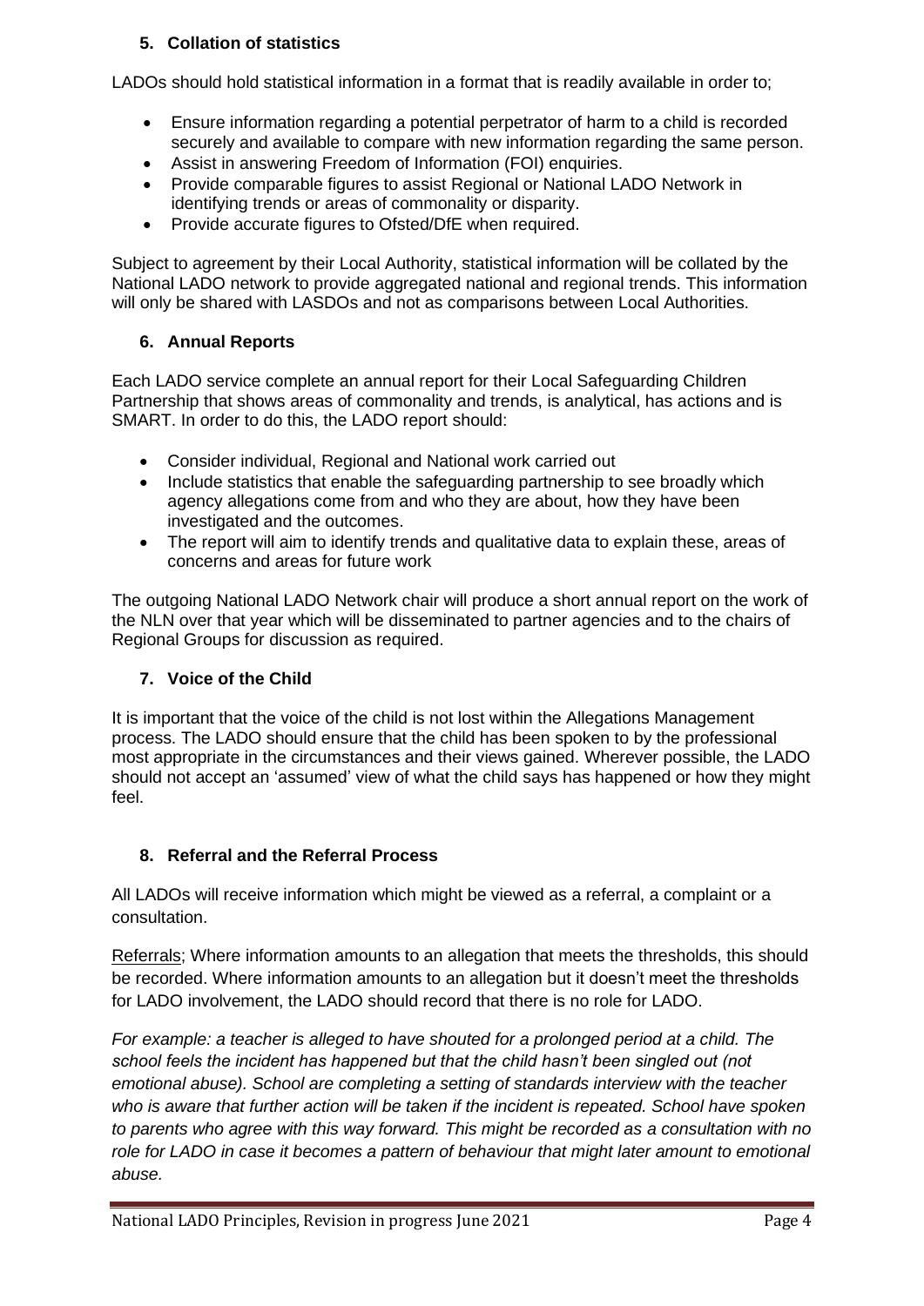## 5. Collation of statistics

LADOs should hold statistical information in a format that is readily available in order to;

- Ensure information regarding a potential perpetrator of harm to a child is recorded securely and available to compare with new information regarding the same person.
- Assist in answering Freedom of Information (FOI) enquiries.
- Provide comparable figures to assist Regional or National LADO Network in identifying trends or areas of commonality or disparity.
- Provide accurate figures to Ofsted/DfE when required.

Subject to agreement by their Local Authority, statistical information will be collated by the National LADO network to provide aggregated national and regional trends. This information will only be shared with LASDOs and not as comparisons between Local Authorities.

## 6. Annual Reports

Each LADO service complete an annual report for their Local Safeguarding Children Partnership that shows areas of commonality and trends, is analytical, has actions and is SMART. In order to do this, the LADO report should:

- Consider individual, Regional and National work carried out
- Include statistics that enable the safeguarding partnership to see broadly which agency allegations come from and who they are about, how they have been investigated and the outcomes.
- The report will aim to identify trends and qualitative data to explain these, areas of concerns and areas for future work

The outgoing National LADO Network chair will produce a short annual report on the work of the NLN over that year which will be disseminated to partner agencies and to the chairs of Regional Groups for discussion as required.

## 7. Voice of the Child

It is important that the voice of the child is not lost within the Allegations Management process. The LADO should ensure that the child has been spoken to by the professional most appropriate in the circumstances and their views gained. Wherever possible, the LADO should not accept an 'assumed' view of what the child says has happened or how they might feel.

## 8. Referral and the Referral Process

All LADOs will receive information which might be viewed as a referral, a complaint or a consultation.

Referrals; Where information amounts to an allegation that meets the thresholds, this should be recorded. Where information amounts to an allegation but it doesn't meet the thresholds for LADO involvement, the LADO should record that there is no role for LADO.

*For example: a teacher is alleged to have shouted for a prolonged period at a child. The school feels the incident has happened but that the child hasn't been singled out (not emotional abuse). School are completing a setting of standards interview with the teacher who is aware that further action will be taken if the incident is repeated. School have spoken to parents who agree with this way forward. This might be recorded as a consultation with no role for LADO in case it becomes a pattern of behaviour that might later amount to emotional abuse.*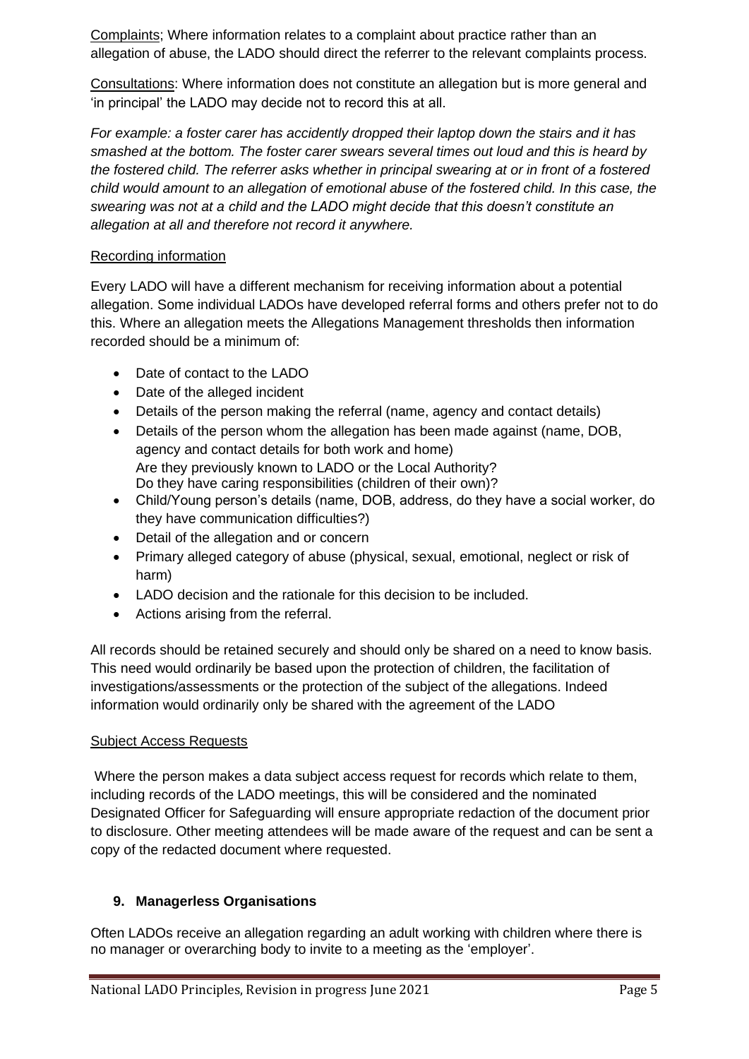Complaints; Where information relates to a complaint about practice rather than an allegation of abuse, the LADO should direct the referrer to the relevant complaints process.

Consultations: Where information does not constitute an allegation but is more general and 'in principal' the LADO may decide not to record this at all.

*For example: a foster carer has accidently dropped their laptop down the stairs and it has smashed at the bottom. The foster carer swears several times out loud and this is heard by the fostered child. The referrer asks whether in principal swearing at or in front of a fostered child would amount to an allegation of emotional abuse of the fostered child. In this case, the swearing was not at a child and the LADO might decide that this doesn't constitute an allegation at all and therefore not record it anywhere.*

Recording information

Every LADO will have a different mechanism for receiving information about a potential allegation. Some individual LADOs have developed referral forms and others prefer not to do this. Where an allegation meets the Allegations Management thresholds then information recorded should be a minimum of:

- Date of contact to the LADO
- Date of the alleged incident
- Details of the person making the referral (name, agency and contact details)
- Details of the person whom the allegation has been made against (name, DOB, agency and contact details for both work and home)
  Are they previously known to LADO or the Local Authority?
  Do they have caring responsibilities (children of their own)?
- Child/Young person's details (name, DOB, address, do they have a social worker, do they have communication difficulties?)
- Detail of the allegation and or concern
- Primary alleged category of abuse (physical, sexual, emotional, neglect or risk of harm)
- LADO decision and the rationale for this decision to be included.
- Actions arising from the referral.

All records should be retained securely and should only be shared on a need to know basis. This need would ordinarily be based upon the protection of children, the facilitation of investigations/assessments or the protection of the subject of the allegations. Indeed information would ordinarily only be shared with the agreement of the LADO

Subject Access Requests

Where the person makes a data subject access request for records which relate to them, including records of the LADO meetings, this will be considered and the nominated Designated Officer for Safeguarding will ensure appropriate redaction of the document prior to disclosure. Other meeting attendees will be made aware of the request and can be sent a copy of the redacted document where requested.

## 9. Managerless Organisations

Often LADOs receive an allegation regarding an adult working with children where there is no manager or overarching body to invite to a meeting as the 'employer'.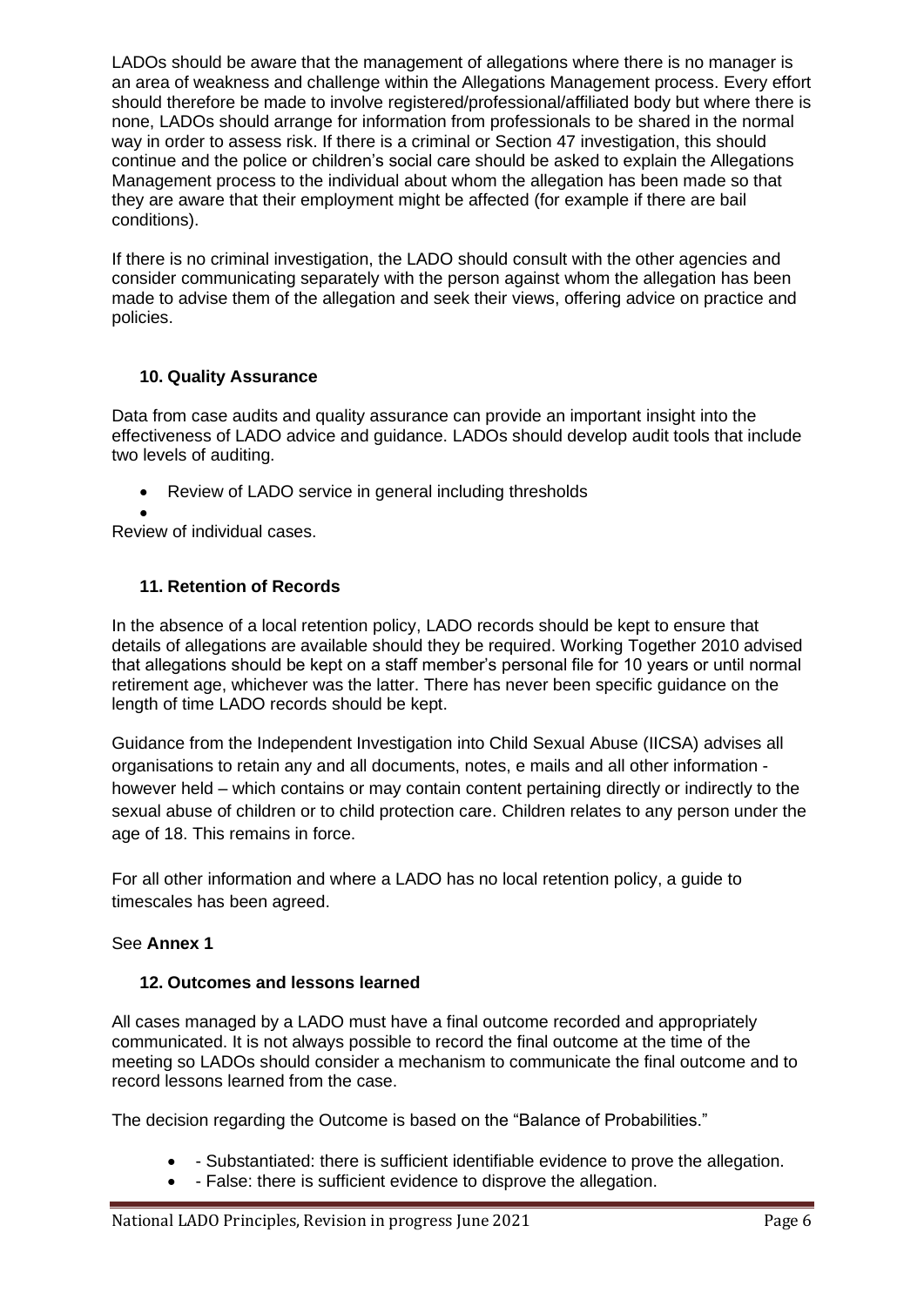LADOs should be aware that the management of allegations where there is no manager is an area of weakness and challenge within the Allegations Management process. Every effort should therefore be made to involve registered/professional/affiliated body but where there is none, LADOs should arrange for information from professionals to be shared in the normal way in order to assess risk. If there is a criminal or Section 47 investigation, this should continue and the police or children's social care should be asked to explain the Allegations Management process to the individual about whom the allegation has been made so that they are aware that their employment might be affected (for example if there are bail conditions).

If there is no criminal investigation, the LADO should consult with the other agencies and consider communicating separately with the person against whom the allegation has been made to advise them of the allegation and seek their views, offering advice on practice and policies.

### 10. Quality Assurance

Data from case audits and quality assurance can provide an important insight into the effectiveness of LADO advice and guidance. LADOs should develop audit tools that include two levels of auditing.

- Review of LADO service in general including thresholds
- Review of individual cases.

### 11. Retention of Records

In the absence of a local retention policy, LADO records should be kept to ensure that details of allegations are available should they be required. Working Together 2010 advised that allegations should be kept on a staff member's personal file for 10 years or until normal retirement age, whichever was the latter. There has never been specific guidance on the length of time LADO records should be kept.

Guidance from the Independent Investigation into Child Sexual Abuse (IICSA) advises all organisations to retain any and all documents, notes, e mails and all other information - however held – which contains or may contain content pertaining directly or indirectly to the sexual abuse of children or to child protection care. Children relates to any person under the age of 18. This remains in force.

For all other information and where a LADO has no local retention policy, a guide to timescales has been agreed.

See **Annex 1**

### 12. Outcomes and lessons learned

All cases managed by a LADO must have a final outcome recorded and appropriately communicated. It is not always possible to record the final outcome at the time of the meeting so LADOs should consider a mechanism to communicate the final outcome and to record lessons learned from the case.

The decision regarding the Outcome is based on the "Balance of Probabilities."

- - Substantiated: there is sufficient identifiable evidence to prove the allegation.
- - False: there is sufficient evidence to disprove the allegation.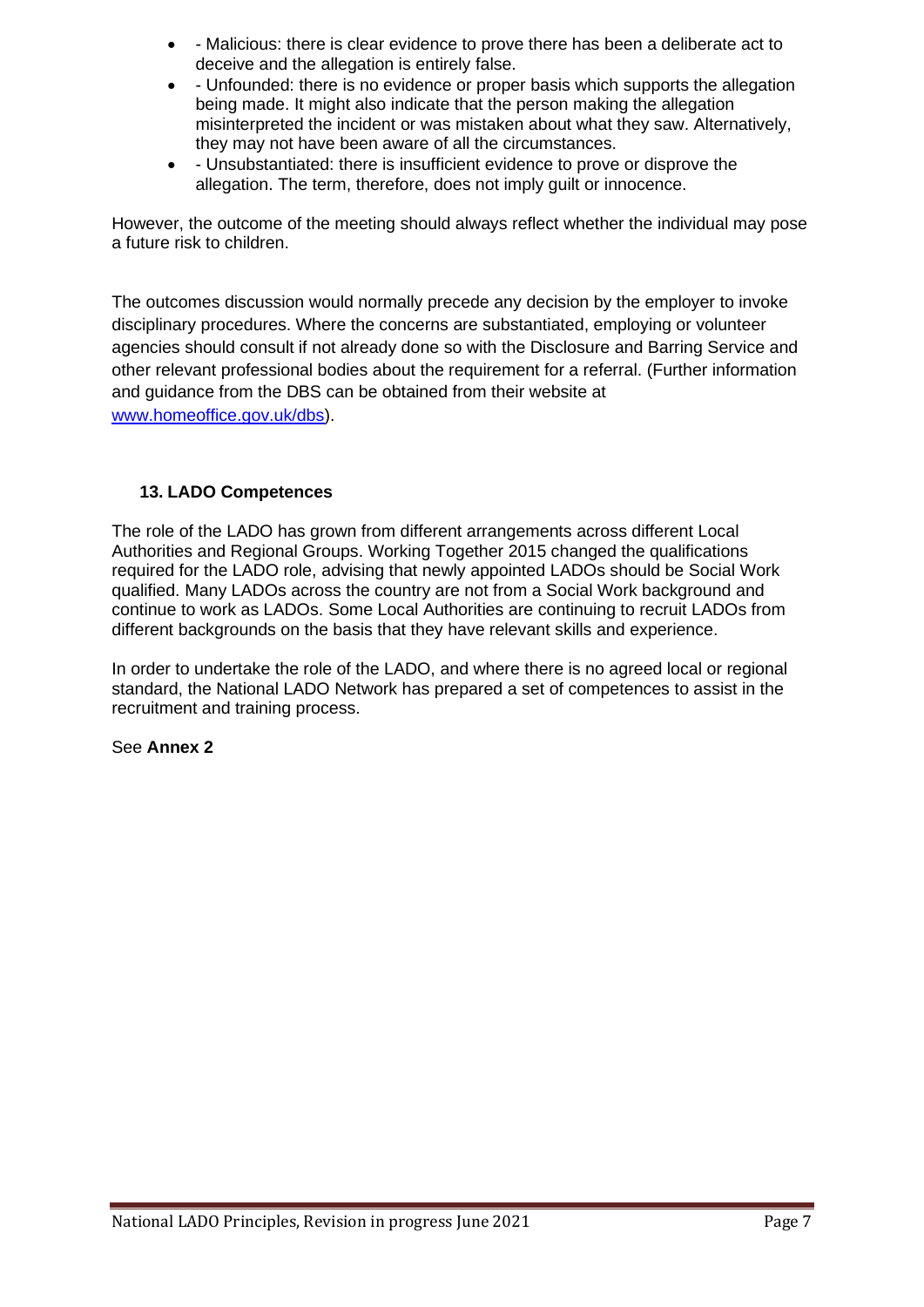- - Malicious: there is clear evidence to prove there has been a deliberate act to deceive and the allegation is entirely false.
- - Unfounded: there is no evidence or proper basis which supports the allegation being made. It might also indicate that the person making the allegation misinterpreted the incident or was mistaken about what they saw. Alternatively, they may not have been aware of all the circumstances.
- - Unsubstantiated: there is insufficient evidence to prove or disprove the allegation. The term, therefore, does not imply guilt or innocence.

However, the outcome of the meeting should always reflect whether the individual may pose a future risk to children.

The outcomes discussion would normally precede any decision by the employer to invoke disciplinary procedures. Where the concerns are substantiated, employing or volunteer agencies should consult if not already done so with the Disclosure and Barring Service and other relevant professional bodies about the requirement for a referral. (Further information and guidance from the DBS can be obtained from their website at [www.homeoffice.gov.uk/dbs](http://www.homeoffice.gov.uk/dbs)).

### 13. LADO Competences

The role of the LADO has grown from different arrangements across different Local Authorities and Regional Groups. Working Together 2015 changed the qualifications required for the LADO role, advising that newly appointed LADOs should be Social Work qualified. Many LADOs across the country are not from a Social Work background and continue to work as LADOs. Some Local Authorities are continuing to recruit LADOs from different backgrounds on the basis that they have relevant skills and experience.

In order to undertake the role of the LADO, and where there is no agreed local or regional standard, the National LADO Network has prepared a set of competences to assist in the recruitment and training process.

See **Annex 2**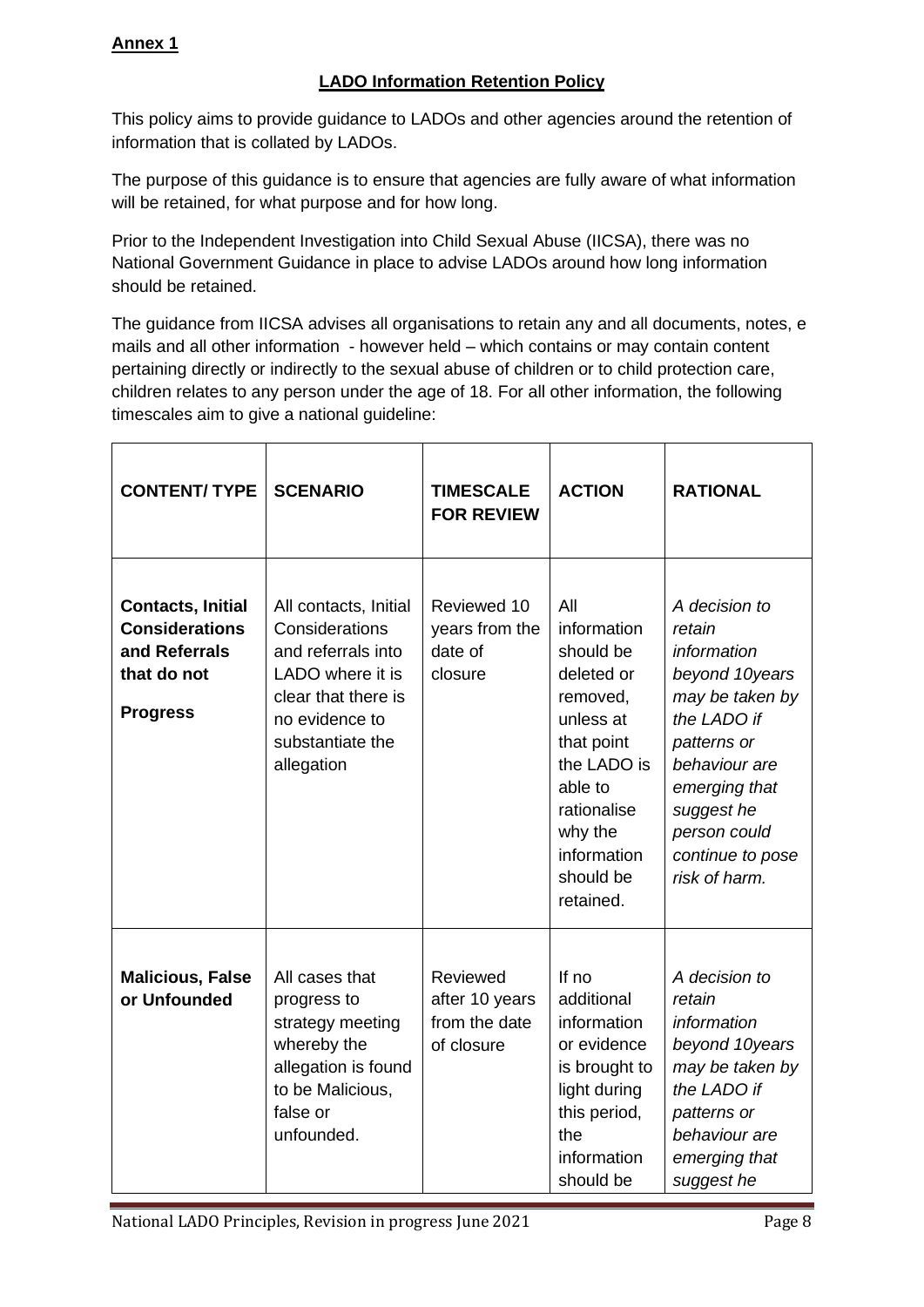**Annex 1**

**LADO Information Retention Policy**

This policy aims to provide guidance to LADOs and other agencies around the retention of information that is collated by LADOs.

The purpose of this guidance is to ensure that agencies are fully aware of what information will be retained, for what purpose and for how long.

Prior to the Independent Investigation into Child Sexual Abuse (IICSA), there was no National Government Guidance in place to advise LADOs around how long information should be retained.

The guidance from IICSA advises all organisations to retain any and all documents, notes, e mails and all other information - however held – which contains or may contain content pertaining directly or indirectly to the sexual abuse of children or to child protection care, children relates to any person under the age of 18. For all other information, the following timescales aim to give a national guideline:

| CONTENT/ TYPE | SCENARIO | TIMESCALE FOR REVIEW | ACTION | RATIONAL |
|---|---|---|---|---|
| **Contacts, Initial Considerations and Referrals that do not Progress** | All contacts, Initial Considerations and referrals into LADO where it is clear that there is no evidence to substantiate the allegation | Reviewed 10 years from the date of closure | All information should be deleted or removed, unless at that point the LADO is able to rationalise why the information should be retained. | *A decision to retain information beyond 10years may be taken by the LADO if patterns or behaviour are emerging that suggest he person could continue to pose risk of harm.* |
| **Malicious, False or Unfounded** | All cases that progress to strategy meeting whereby the allegation is found to be Malicious, false or unfounded. | Reviewed after 10 years from the date of closure | If no additional information or evidence is brought to light during this period, the information should be | *A decision to retain information beyond 10years may be taken by the LADO if patterns or behaviour are emerging that suggest he* |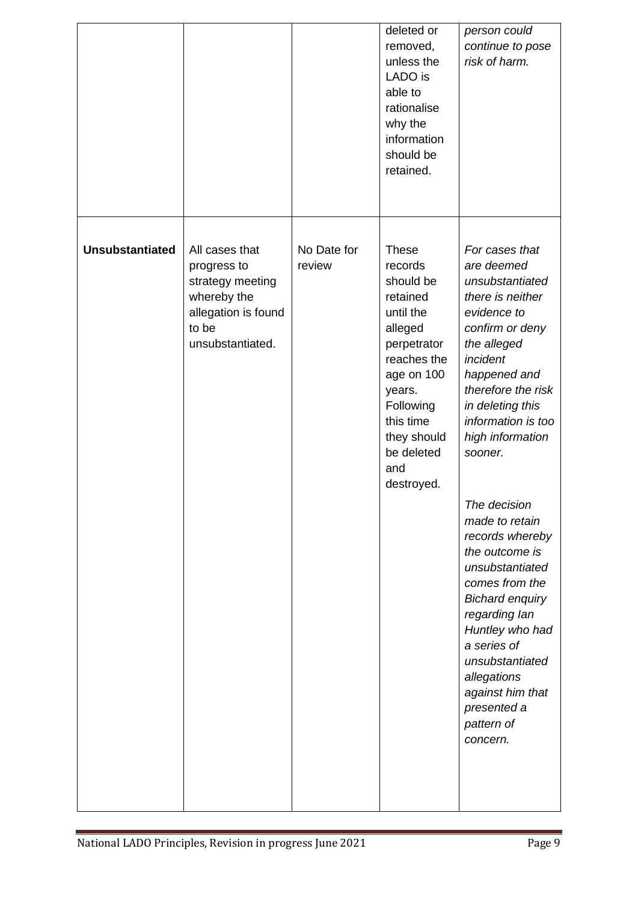| | | | deleted or removed, unless the LADO is able to rationalise why the information should be retained. | *person could continue to pose risk of harm.* |
|---|---|---|---|---|
| **Unsubstantiated** | All cases that progress to strategy meeting whereby the allegation is found to be unsubstantiated. | No Date for review | These records should be retained until the alleged perpetrator reaches the age on 100 years. Following this time they should be deleted and destroyed. | *For cases that are deemed unsubstantiated there is neither evidence to confirm or deny the alleged incident happened and therefore the risk in deleting this information is too high information sooner.*<br><br>*The decision made to retain records whereby the outcome is unsubstantiated comes from the Bichard enquiry regarding Ian Huntley who had a series of unsubstantiated allegations against him that presented a pattern of concern.* |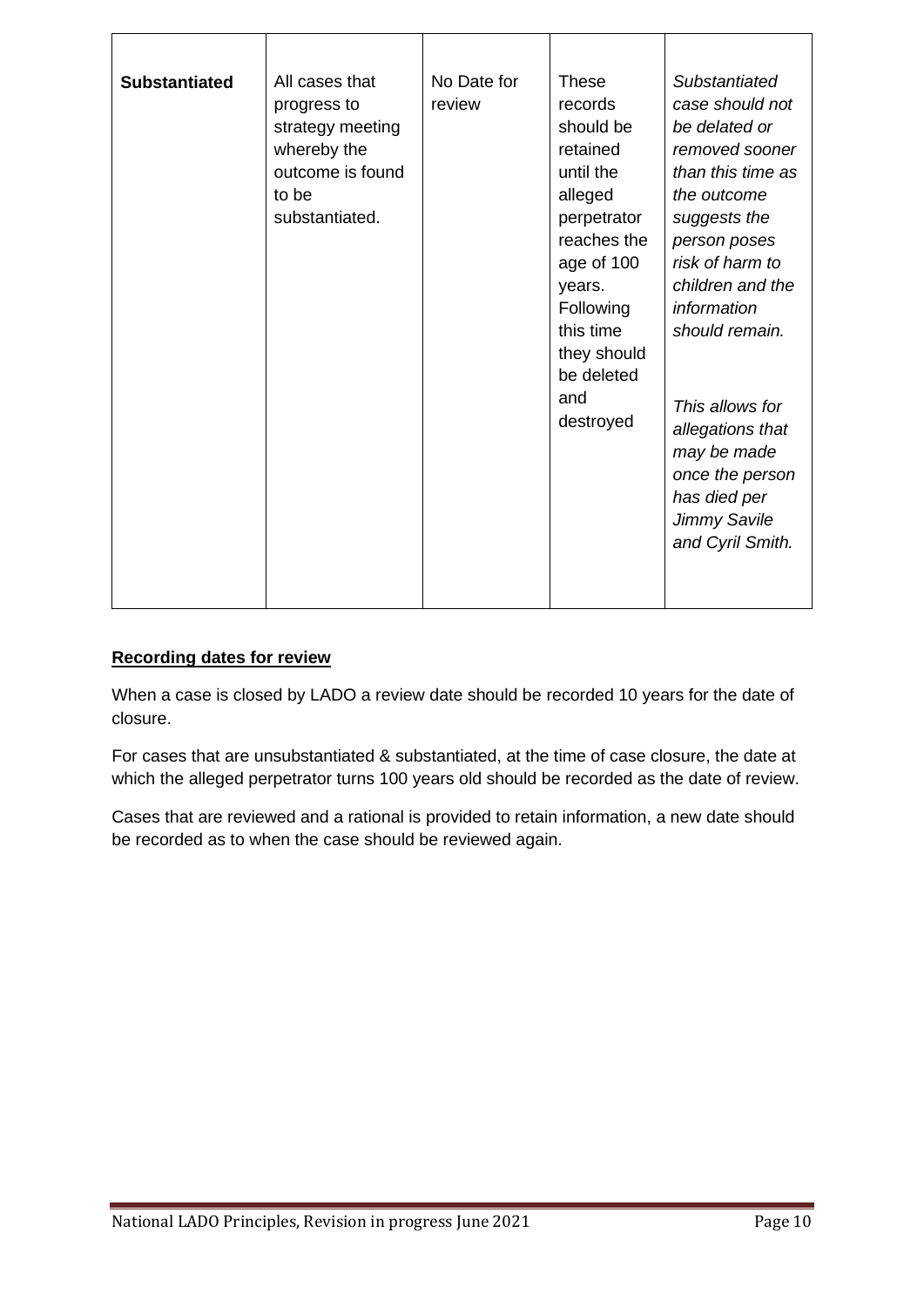| **Substantiated** | All cases that progress to strategy meeting whereby the outcome is found to be substantiated. | No Date for review | These records should be retained until the alleged perpetrator reaches the age of 100 years. Following this time they should be deleted and destroyed | *Substantiated case should not be delated or removed sooner than this time as the outcome suggests the person poses risk of harm to children and the information should remain.*<br><br>*This allows for allegations that may be made once the person has died per Jimmy Savile and Cyril Smith.* |
|---|---|---|---|---|

**Recording dates for review**

When a case is closed by LADO a review date should be recorded 10 years for the date of closure.

For cases that are unsubstantiated & substantiated, at the time of case closure, the date at which the alleged perpetrator turns 100 years old should be recorded as the date of review.

Cases that are reviewed and a rational is provided to retain information, a new date should be recorded as to when the case should be reviewed again.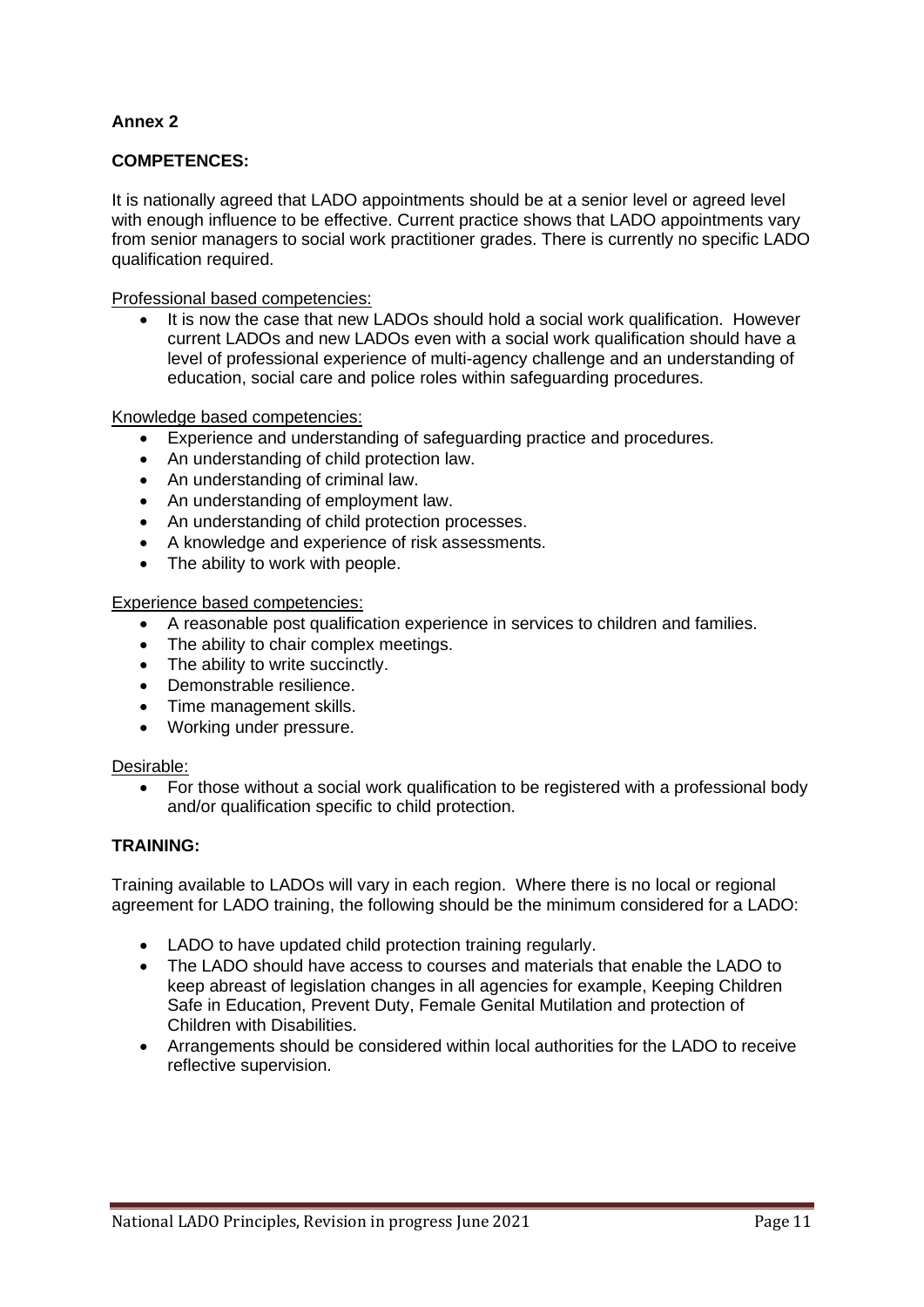## Annex 2

### COMPETENCES:

It is nationally agreed that LADO appointments should be at a senior level or agreed level with enough influence to be effective. Current practice shows that LADO appointments vary from senior managers to social work practitioner grades. There is currently no specific LADO qualification required.

Professional based competencies:

- It is now the case that new LADOs should hold a social work qualification. However current LADOs and new LADOs even with a social work qualification should have a level of professional experience of multi-agency challenge and an understanding of education, social care and police roles within safeguarding procedures.

Knowledge based competencies:

- Experience and understanding of safeguarding practice and procedures.
- An understanding of child protection law.
- An understanding of criminal law.
- An understanding of employment law.
- An understanding of child protection processes.
- A knowledge and experience of risk assessments.
- The ability to work with people.

Experience based competencies:

- A reasonable post qualification experience in services to children and families.
- The ability to chair complex meetings.
- The ability to write succinctly.
- Demonstrable resilience.
- Time management skills.
- Working under pressure.

Desirable:

- For those without a social work qualification to be registered with a professional body and/or qualification specific to child protection.

### TRAINING:

Training available to LADOs will vary in each region. Where there is no local or regional agreement for LADO training, the following should be the minimum considered for a LADO:

- LADO to have updated child protection training regularly.
- The LADO should have access to courses and materials that enable the LADO to keep abreast of legislation changes in all agencies for example, Keeping Children Safe in Education, Prevent Duty, Female Genital Mutilation and protection of Children with Disabilities.
- Arrangements should be considered within local authorities for the LADO to receive reflective supervision.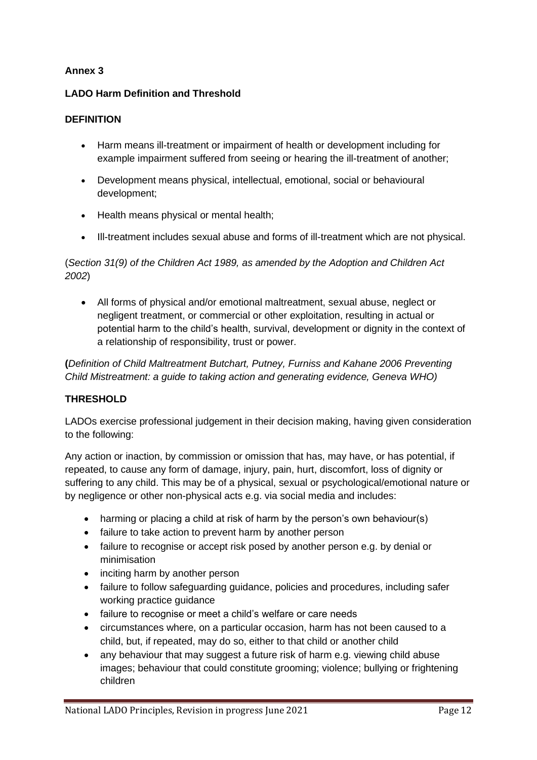**Annex 3**

**LADO Harm Definition and Threshold**

**DEFINITION**

- Harm means ill-treatment or impairment of health or development including for example impairment suffered from seeing or hearing the ill-treatment of another;
- Development means physical, intellectual, emotional, social or behavioural development;
- Health means physical or mental health;
- Ill-treatment includes sexual abuse and forms of ill-treatment which are not physical.

(*Section 31(9) of the Children Act 1989, as amended by the Adoption and Children Act 2002*)

- All forms of physical and/or emotional maltreatment, sexual abuse, neglect or negligent treatment, or commercial or other exploitation, resulting in actual or potential harm to the child's health, survival, development or dignity in the context of a relationship of responsibility, trust or power.

**(***Definition of Child Maltreatment Butchart, Putney, Furniss and Kahane 2006 Preventing Child Mistreatment: a guide to taking action and generating evidence, Geneva WHO)*

**THRESHOLD**

LADOs exercise professional judgement in their decision making, having given consideration to the following:

Any action or inaction, by commission or omission that has, may have, or has potential, if repeated, to cause any form of damage, injury, pain, hurt, discomfort, loss of dignity or suffering to any child. This may be of a physical, sexual or psychological/emotional nature or by negligence or other non-physical acts e.g. via social media and includes:

- harming or placing a child at risk of harm by the person's own behaviour(s)
- failure to take action to prevent harm by another person
- failure to recognise or accept risk posed by another person e.g. by denial or minimisation
- inciting harm by another person
- failure to follow safeguarding guidance, policies and procedures, including safer working practice guidance
- failure to recognise or meet a child's welfare or care needs
- circumstances where, on a particular occasion, harm has not been caused to a child, but, if repeated, may do so, either to that child or another child
- any behaviour that may suggest a future risk of harm e.g. viewing child abuse images; behaviour that could constitute grooming; violence; bullying or frightening children